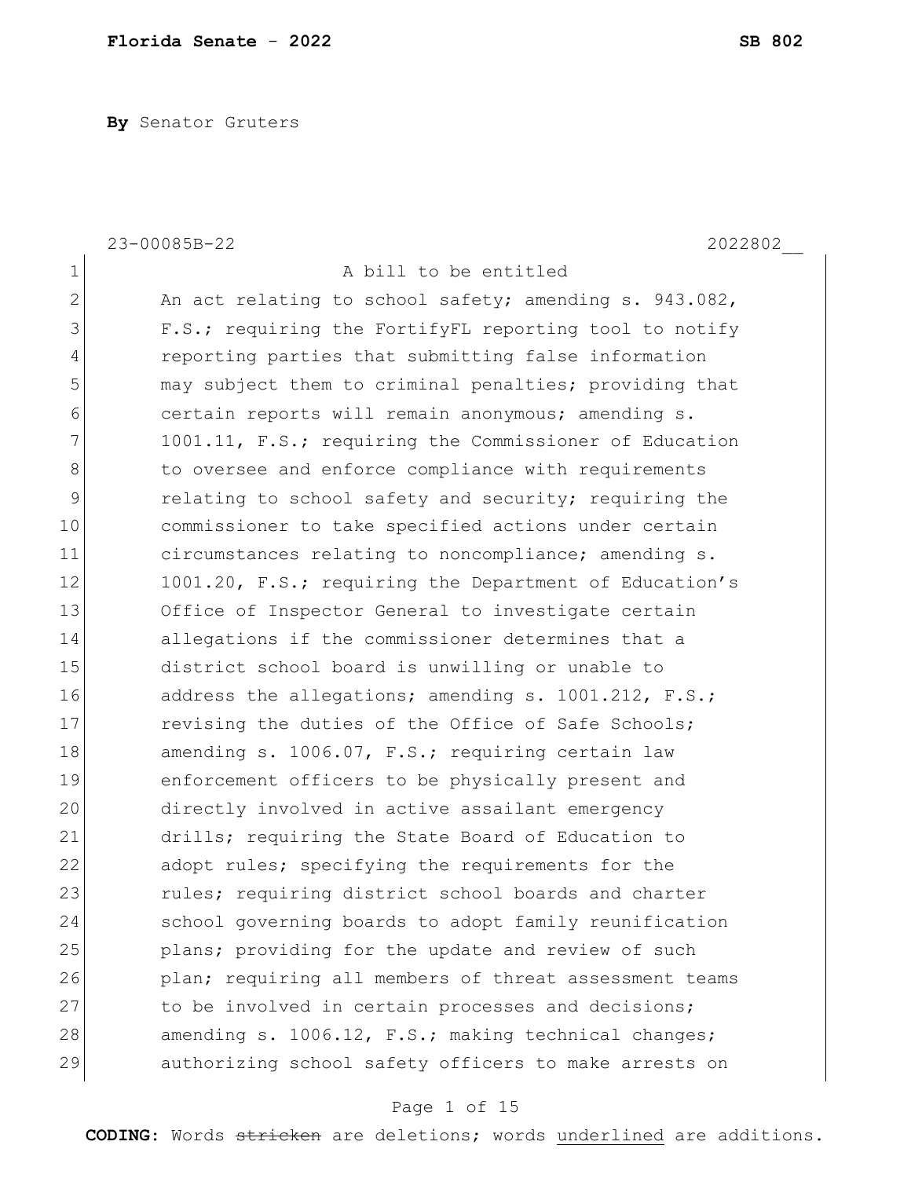**By** Senator Gruters

23-00085B-22 2022802__

A bill to be entitled

An act relating to school safety; amending s. 943.082, F.S.; requiring the FortifyFL reporting tool to notify reporting parties that submitting false information may subject them to criminal penalties; providing that certain reports will remain anonymous; amending s. 1001.11, F.S.; requiring the Commissioner of Education to oversee and enforce compliance with requirements relating to school safety and security; requiring the commissioner to take specified actions under certain circumstances relating to noncompliance; amending s. 1001.20, F.S.; requiring the Department of Education's Office of Inspector General to investigate certain allegations if the commissioner determines that a district school board is unwilling or unable to address the allegations; amending s. 1001.212, F.S.; revising the duties of the Office of Safe Schools; amending s. 1006.07, F.S.; requiring certain law enforcement officers to be physically present and directly involved in active assailant emergency drills; requiring the State Board of Education to adopt rules; specifying the requirements for the rules; requiring district school boards and charter school governing boards to adopt family reunification plans; providing for the update and review of such plan; requiring all members of threat assessment teams to be involved in certain processes and decisions; amending s. 1006.12, F.S.; making technical changes; authorizing school safety officers to make arrests on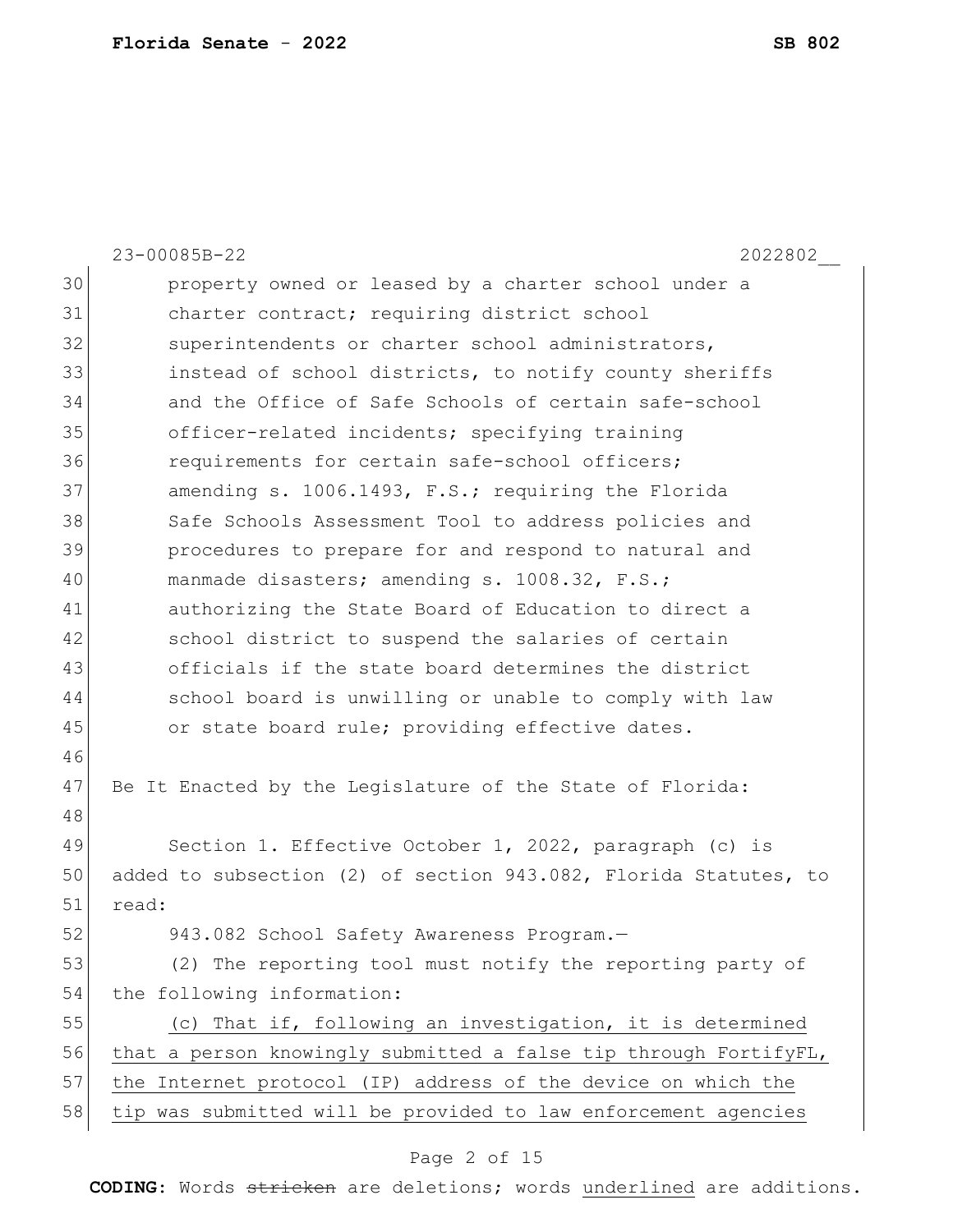property owned or leased by a charter school under a charter contract; requiring district school superintendents or charter school administrators, instead of school districts, to notify county sheriffs and the Office of Safe Schools of certain safe-school officer-related incidents; specifying training requirements for certain safe-school officers; amending s. 1006.1493, F.S.; requiring the Florida Safe Schools Assessment Tool to address policies and procedures to prepare for and respond to natural and manmade disasters; amending s. 1008.32, F.S.; authorizing the State Board of Education to direct a school district to suspend the salaries of certain officials if the state board determines the district school board is unwilling or unable to comply with law or state board rule; providing effective dates.

Be It Enacted by the Legislature of the State of Florida:

Section 1. Effective October 1, 2022, paragraph (c) is added to subsection (2) of section 943.082, Florida Statutes, to read:

943.082 School Safety Awareness Program.—

(2) The reporting tool must notify the reporting party of the following information:

<u>(c) That if, following an investigation, it is determined that a person knowingly submitted a false tip through FortifyFL, the Internet protocol (IP) address of the device on which the tip was submitted will be provided to law enforcement agencies</u>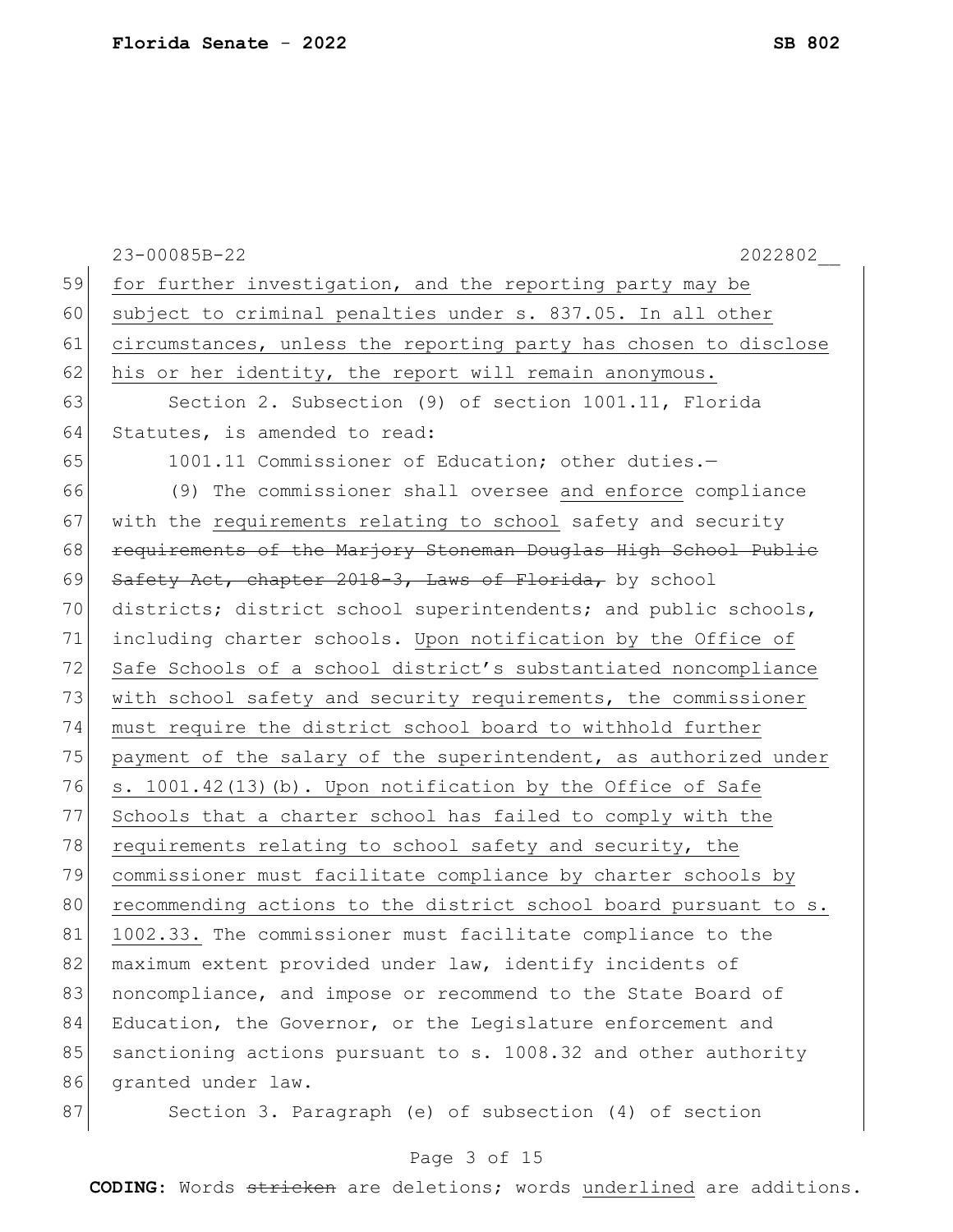for further investigation, and the reporting party may be subject to criminal penalties under s. 837.05. In all other circumstances, unless the reporting party has chosen to disclose his or her identity, the report will remain anonymous.

Section 2. Subsection (9) of section 1001.11, Florida Statutes, is amended to read:

1001.11 Commissioner of Education; other duties.—

(9) The commissioner shall oversee and enforce compliance with the requirements relating to school safety and security ~~requirements of the Marjory Stoneman Douglas High School Public Safety Act, chapter 2018-3, Laws of Florida,~~ by school districts; district school superintendents; and public schools, including charter schools. Upon notification by the Office of Safe Schools of a school district's substantiated noncompliance with school safety and security requirements, the commissioner must require the district school board to withhold further payment of the salary of the superintendent, as authorized under s. 1001.42(13)(b). Upon notification by the Office of Safe Schools that a charter school has failed to comply with the requirements relating to school safety and security, the commissioner must facilitate compliance by charter schools by recommending actions to the district school board pursuant to s. 1002.33. The commissioner must facilitate compliance to the maximum extent provided under law, identify incidents of noncompliance, and impose or recommend to the State Board of Education, the Governor, or the Legislature enforcement and sanctioning actions pursuant to s. 1008.32 and other authority granted under law.

Section 3. Paragraph (e) of subsection (4) of section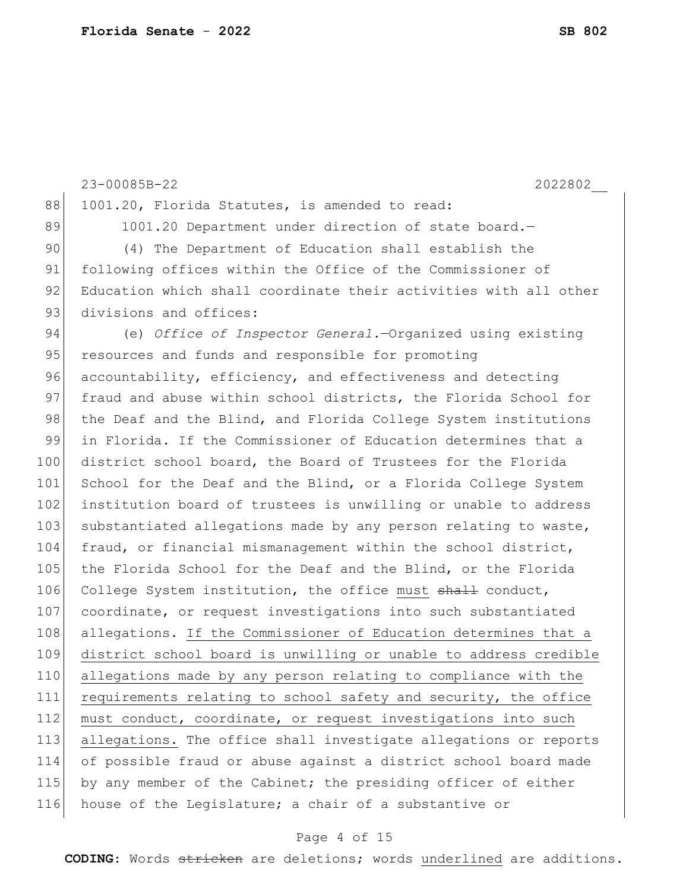1001.20, Florida Statutes, is amended to read:

1001.20 Department under direction of state board.—

(4) The Department of Education shall establish the following offices within the Office of the Commissioner of Education which shall coordinate their activities with all other divisions and offices:

(e) *Office of Inspector General.*—Organized using existing resources and funds and responsible for promoting accountability, efficiency, and effectiveness and detecting fraud and abuse within school districts, the Florida School for the Deaf and the Blind, and Florida College System institutions in Florida. If the Commissioner of Education determines that a district school board, the Board of Trustees for the Florida School for the Deaf and the Blind, or a Florida College System institution board of trustees is unwilling or unable to address substantiated allegations made by any person relating to waste, fraud, or financial mismanagement within the school district, the Florida School for the Deaf and the Blind, or the Florida College System institution, the office <u>must</u> ~~shall~~ conduct, coordinate, or request investigations into such substantiated allegations. <u>If the Commissioner of Education determines that a district school board is unwilling or unable to address credible allegations made by any person relating to compliance with the requirements relating to school safety and security, the office must conduct, coordinate, or request investigations into such allegations.</u> The office shall investigate allegations or reports of possible fraud or abuse against a district school board made by any member of the Cabinet; the presiding officer of either house of the Legislature; a chair of a substantive or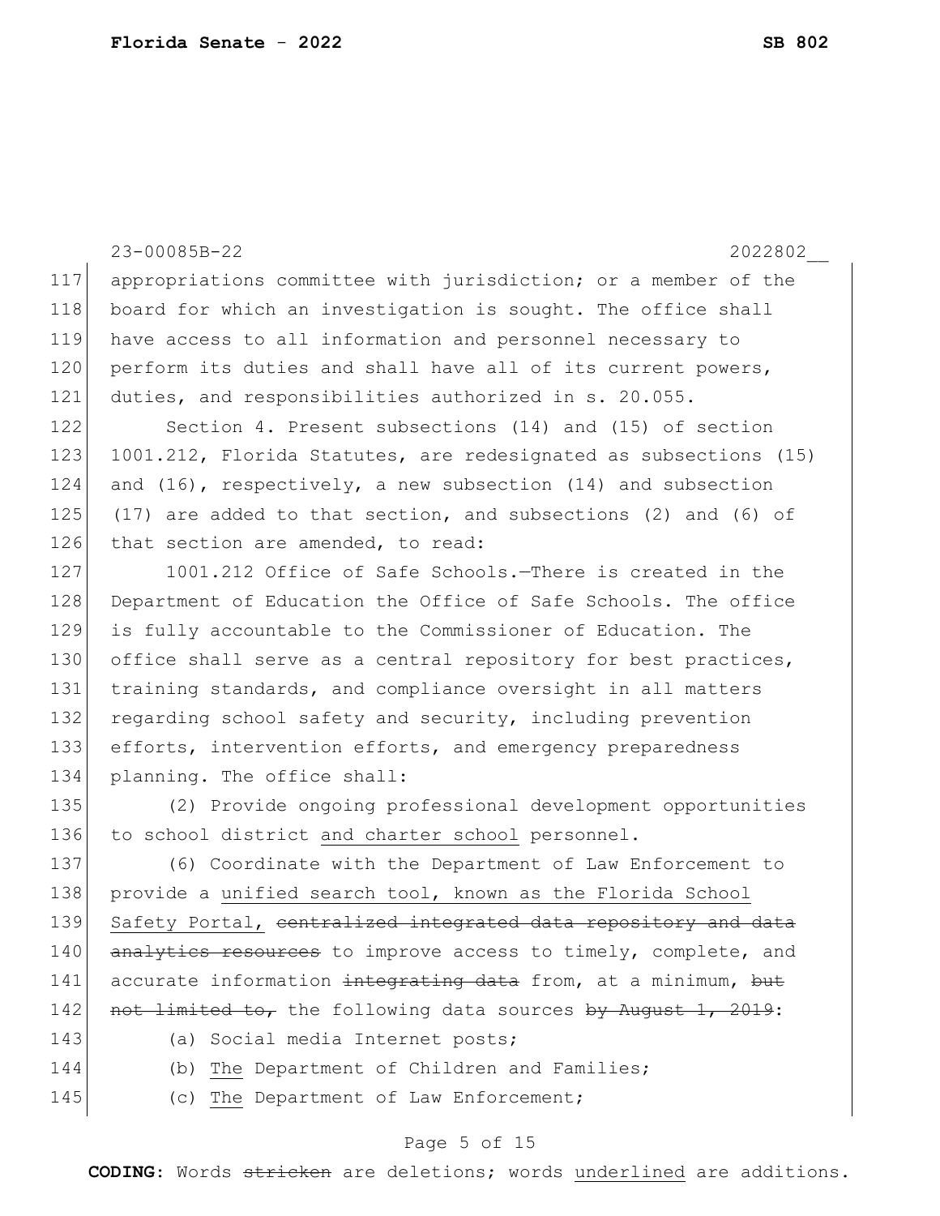appropriations committee with jurisdiction; or a member of the board for which an investigation is sought. The office shall have access to all information and personnel necessary to perform its duties and shall have all of its current powers, duties, and responsibilities authorized in s. 20.055.

Section 4. Present subsections (14) and (15) of section 1001.212, Florida Statutes, are redesignated as subsections (15) and (16), respectively, a new subsection (14) and subsection (17) are added to that section, and subsections (2) and (6) of that section are amended, to read:

1001.212 Office of Safe Schools.—There is created in the Department of Education the Office of Safe Schools. The office is fully accountable to the Commissioner of Education. The office shall serve as a central repository for best practices, training standards, and compliance oversight in all matters regarding school safety and security, including prevention efforts, intervention efforts, and emergency preparedness planning. The office shall:

(2) Provide ongoing professional development opportunities to school district <u>and charter school</u> personnel.

(6) Coordinate with the Department of Law Enforcement to provide a <u>unified search tool, known as the Florida School Safety Portal,</u> ~~centralized integrated data repository and data analytics resources~~ to improve access to timely, complete, and accurate information ~~integrating data~~ from, at a minimum, ~~but not limited to,~~ the following data sources ~~by August 1, 2019~~:

(a) Social media Internet posts;

(b) <u>The</u> Department of Children and Families;

(c) <u>The</u> Department of Law Enforcement;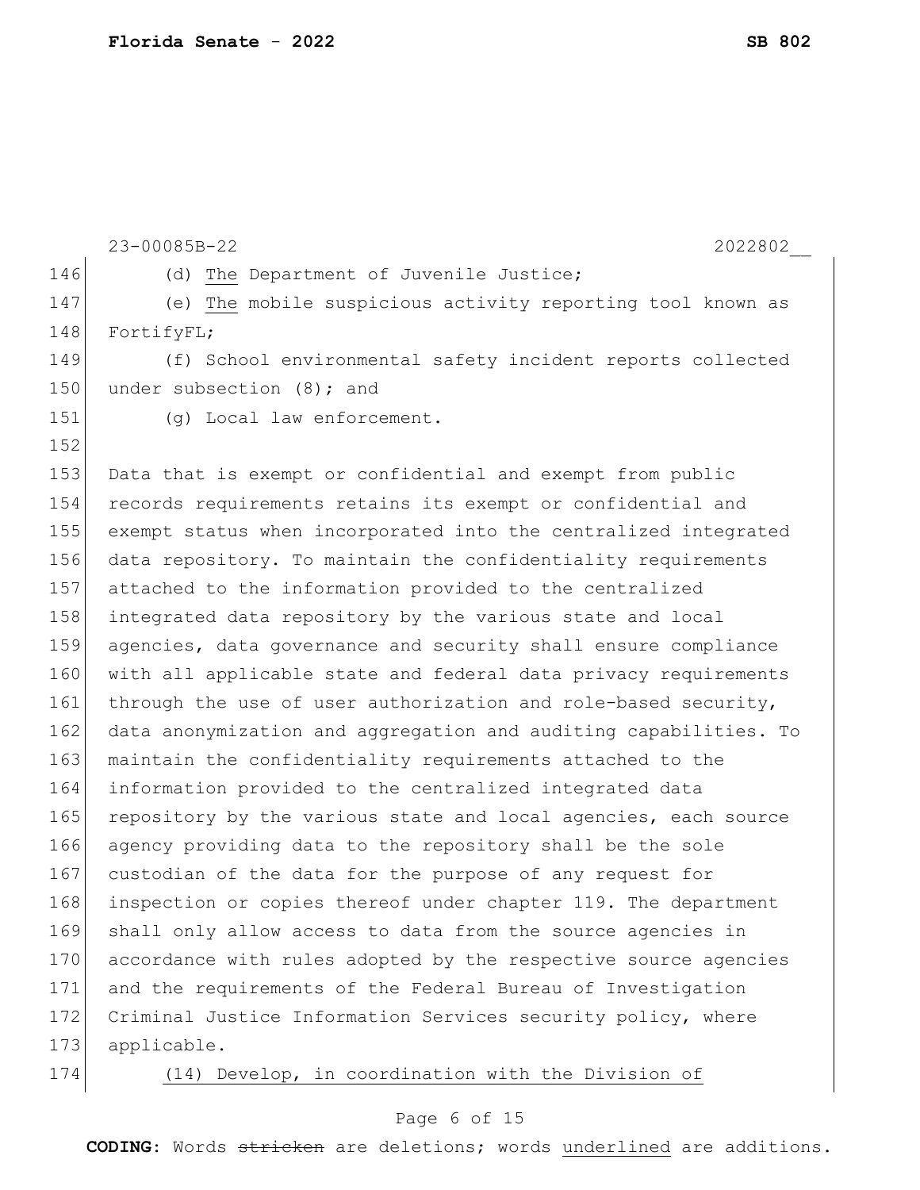(d) <u>The</u> Department of Juvenile Justice;

(e) <u>The</u> mobile suspicious activity reporting tool known as FortifyFL;

(f) School environmental safety incident reports collected under subsection (8); and

(g) Local law enforcement.

Data that is exempt or confidential and exempt from public records requirements retains its exempt or confidential and exempt status when incorporated into the centralized integrated data repository. To maintain the confidentiality requirements attached to the information provided to the centralized integrated data repository by the various state and local agencies, data governance and security shall ensure compliance with all applicable state and federal data privacy requirements through the use of user authorization and role-based security, data anonymization and aggregation and auditing capabilities. To maintain the confidentiality requirements attached to the information provided to the centralized integrated data repository by the various state and local agencies, each source agency providing data to the repository shall be the sole custodian of the data for the purpose of any request for inspection or copies thereof under chapter 119. The department shall only allow access to data from the source agencies in accordance with rules adopted by the respective source agencies and the requirements of the Federal Bureau of Investigation Criminal Justice Information Services security policy, where applicable.

<u>(14) Develop, in coordination with the Division of</u>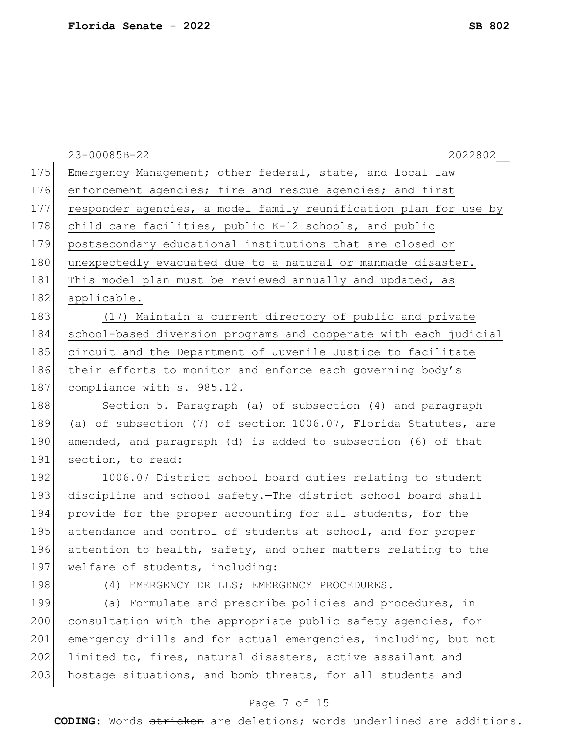Emergency Management; other federal, state, and local law enforcement agencies; fire and rescue agencies; and first responder agencies, a model family reunification plan for use by child care facilities, public K-12 schools, and public postsecondary educational institutions that are closed or unexpectedly evacuated due to a natural or manmade disaster. This model plan must be reviewed annually and updated, as applicable.

(17) Maintain a current directory of public and private school-based diversion programs and cooperate with each judicial circuit and the Department of Juvenile Justice to facilitate their efforts to monitor and enforce each governing body's compliance with s. 985.12.

Section 5. Paragraph (a) of subsection (4) and paragraph (a) of subsection (7) of section 1006.07, Florida Statutes, are amended, and paragraph (d) is added to subsection (6) of that section, to read:

1006.07 District school board duties relating to student discipline and school safety.—The district school board shall provide for the proper accounting for all students, for the attendance and control of students at school, and for proper attention to health, safety, and other matters relating to the welfare of students, including:

(4) EMERGENCY DRILLS; EMERGENCY PROCEDURES.—

(a) Formulate and prescribe policies and procedures, in consultation with the appropriate public safety agencies, for emergency drills and for actual emergencies, including, but not limited to, fires, natural disasters, active assailant and hostage situations, and bomb threats, for all students and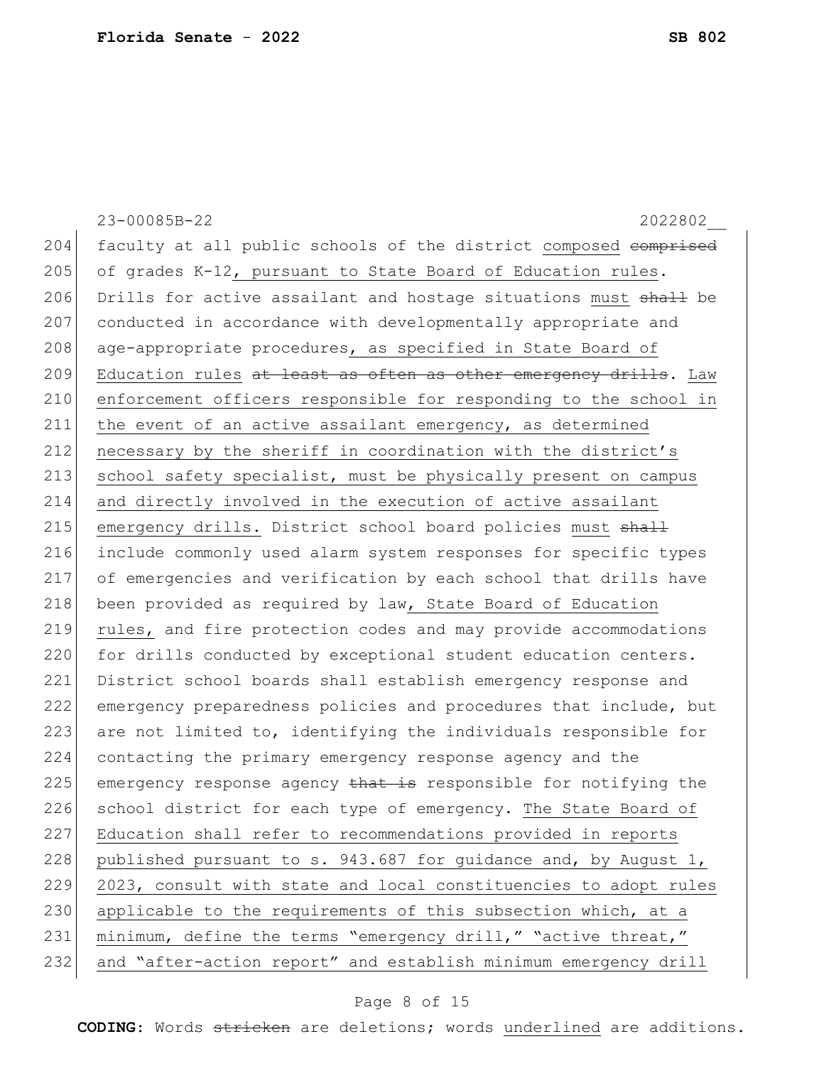faculty at all public schools of the district <u>composed</u> ~~comprised~~ of grades K-12<u>, pursuant to State Board of Education rules</u>. Drills for active assailant and hostage situations <u>must</u> ~~shall~~ be conducted in accordance with developmentally appropriate and age-appropriate procedures<u>, as specified in State Board of Education rules</u> ~~at least as often as other emergency drills~~. <u>Law enforcement officers responsible for responding to the school in the event of an active assailant emergency, as determined necessary by the sheriff in coordination with the district's school safety specialist, must be physically present on campus and directly involved in the execution of active assailant emergency drills.</u> District school board policies <u>must</u> ~~shall~~ include commonly used alarm system responses for specific types of emergencies and verification by each school that drills have been provided as required by law<u>, State Board of Education rules,</u> and fire protection codes and may provide accommodations for drills conducted by exceptional student education centers. District school boards shall establish emergency response and emergency preparedness policies and procedures that include, but are not limited to, identifying the individuals responsible for contacting the primary emergency response agency and the emergency response agency ~~that is~~ responsible for notifying the school district for each type of emergency. <u>The State Board of Education shall refer to recommendations provided in reports published pursuant to s. 943.687 for guidance and, by August 1, 2023, consult with state and local constituencies to adopt rules applicable to the requirements of this subsection which, at a minimum, define the terms "emergency drill," "active threat," and "after-action report" and establish minimum emergency drill</u>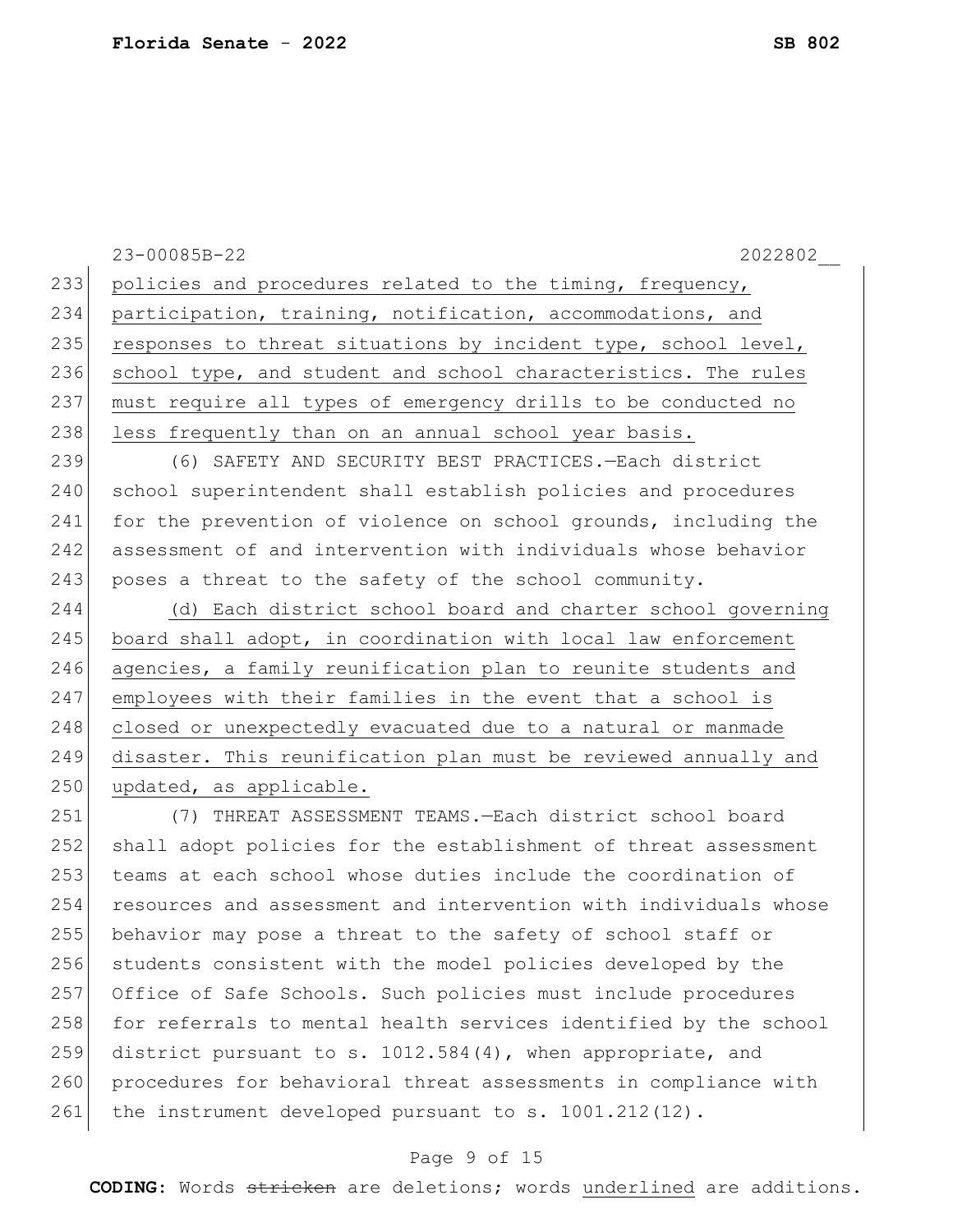policies and procedures related to the timing, frequency, participation, training, notification, accommodations, and responses to threat situations by incident type, school level, school type, and student and school characteristics. The rules must require all types of emergency drills to be conducted no less frequently than on an annual school year basis.

(6) SAFETY AND SECURITY BEST PRACTICES.—Each district school superintendent shall establish policies and procedures for the prevention of violence on school grounds, including the assessment of and intervention with individuals whose behavior poses a threat to the safety of the school community.

(d) Each district school board and charter school governing board shall adopt, in coordination with local law enforcement agencies, a family reunification plan to reunite students and employees with their families in the event that a school is closed or unexpectedly evacuated due to a natural or manmade disaster. This reunification plan must be reviewed annually and updated, as applicable.

(7) THREAT ASSESSMENT TEAMS.—Each district school board shall adopt policies for the establishment of threat assessment teams at each school whose duties include the coordination of resources and assessment and intervention with individuals whose behavior may pose a threat to the safety of school staff or students consistent with the model policies developed by the Office of Safe Schools. Such policies must include procedures for referrals to mental health services identified by the school district pursuant to s. 1012.584(4), when appropriate, and procedures for behavioral threat assessments in compliance with the instrument developed pursuant to s. 1001.212(12).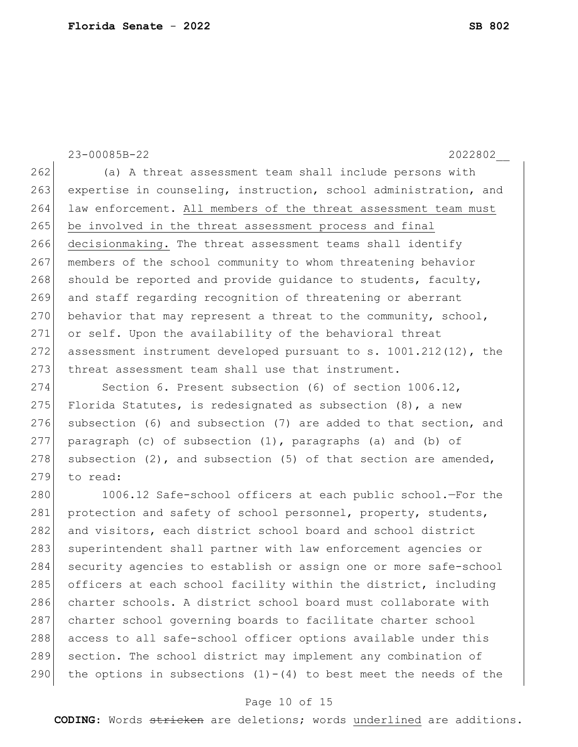(a) A threat assessment team shall include persons with expertise in counseling, instruction, school administration, and law enforcement. <u>All members of the threat assessment team must be involved in the threat assessment process and final decisionmaking.</u> The threat assessment teams shall identify members of the school community to whom threatening behavior should be reported and provide guidance to students, faculty, and staff regarding recognition of threatening or aberrant behavior that may represent a threat to the community, school, or self. Upon the availability of the behavioral threat assessment instrument developed pursuant to s. 1001.212(12), the threat assessment team shall use that instrument.

Section 6. Present subsection (6) of section 1006.12, Florida Statutes, is redesignated as subsection (8), a new subsection (6) and subsection (7) are added to that section, and paragraph (c) of subsection (1), paragraphs (a) and (b) of subsection (2), and subsection (5) of that section are amended, to read:

1006.12 Safe-school officers at each public school.—For the protection and safety of school personnel, property, students, and visitors, each district school board and school district superintendent shall partner with law enforcement agencies or security agencies to establish or assign one or more safe-school officers at each school facility within the district, including charter schools. A district school board must collaborate with charter school governing boards to facilitate charter school access to all safe-school officer options available under this section. The school district may implement any combination of the options in subsections (1)-(4) to best meet the needs of the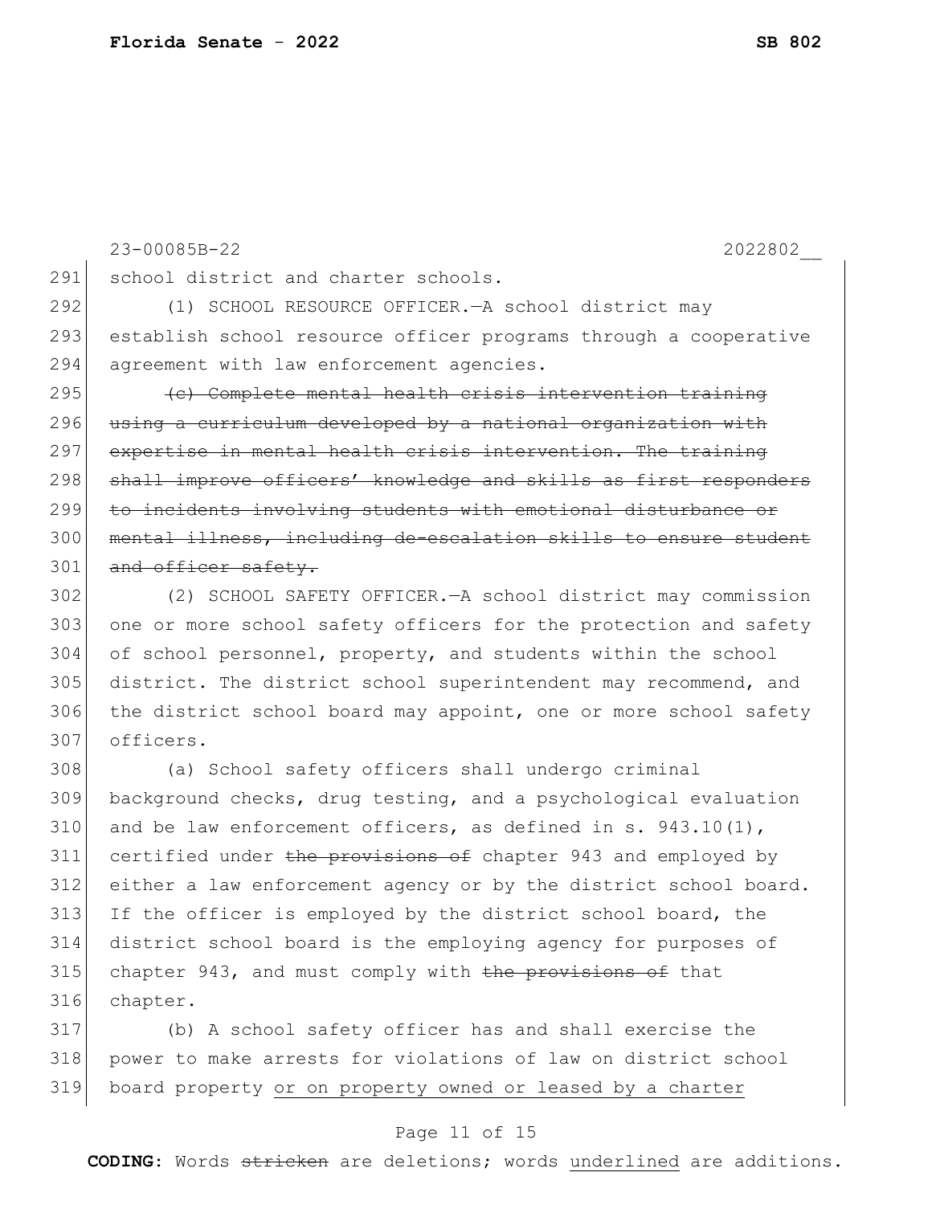23-00085B-22 2022802__

291 school district and charter schools.

292 (1) SCHOOL RESOURCE OFFICER.—A school district may
293 establish school resource officer programs through a cooperative
294 agreement with law enforcement agencies.

295 ~~(c) Complete mental health crisis intervention training~~
296 ~~using a curriculum developed by a national organization with~~
297 ~~expertise in mental health crisis intervention. The training~~
298 ~~shall improve officers' knowledge and skills as first responders~~
299 ~~to incidents involving students with emotional disturbance or~~
300 ~~mental illness, including de-escalation skills to ensure student~~
301 ~~and officer safety.~~

302 (2) SCHOOL SAFETY OFFICER.—A school district may commission
303 one or more school safety officers for the protection and safety
304 of school personnel, property, and students within the school
305 district. The district school superintendent may recommend, and
306 the district school board may appoint, one or more school safety
307 officers.

308 (a) School safety officers shall undergo criminal
309 background checks, drug testing, and a psychological evaluation
310 and be law enforcement officers, as defined in s. 943.10(1),
311 certified under ~~the provisions of~~ chapter 943 and employed by
312 either a law enforcement agency or by the district school board.
313 If the officer is employed by the district school board, the
314 district school board is the employing agency for purposes of
315 chapter 943, and must comply with ~~the provisions of~~ that
316 chapter.

317 (b) A school safety officer has and shall exercise the
318 power to make arrests for violations of law on district school
319 board property <u>or on property owned or leased by a charter</u>

**CODING:** Words ~~stricken~~ are deletions; words <u>underlined</u> are additions.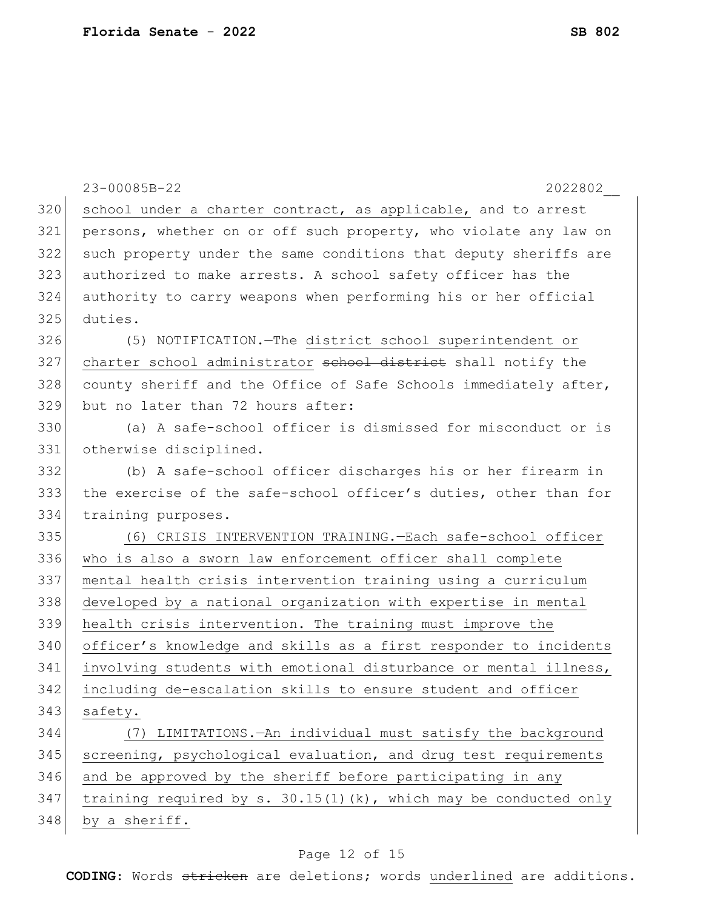school under a charter contract, as applicable, and to arrest persons, whether on or off such property, who violate any law on such property under the same conditions that deputy sheriffs are authorized to make arrests. A school safety officer has the authority to carry weapons when performing his or her official duties.

(5) NOTIFICATION.—The district school superintendent or charter school administrator ~~school district~~ shall notify the county sheriff and the Office of Safe Schools immediately after, but no later than 72 hours after:

(a) A safe-school officer is dismissed for misconduct or is otherwise disciplined.

(b) A safe-school officer discharges his or her firearm in the exercise of the safe-school officer's duties, other than for training purposes.

(6) CRISIS INTERVENTION TRAINING.—Each safe-school officer who is also a sworn law enforcement officer shall complete mental health crisis intervention training using a curriculum developed by a national organization with expertise in mental health crisis intervention. The training must improve the officer's knowledge and skills as a first responder to incidents involving students with emotional disturbance or mental illness, including de-escalation skills to ensure student and officer safety.

(7) LIMITATIONS.—An individual must satisfy the background screening, psychological evaluation, and drug test requirements and be approved by the sheriff before participating in any training required by s. 30.15(1)(k), which may be conducted only by a sheriff.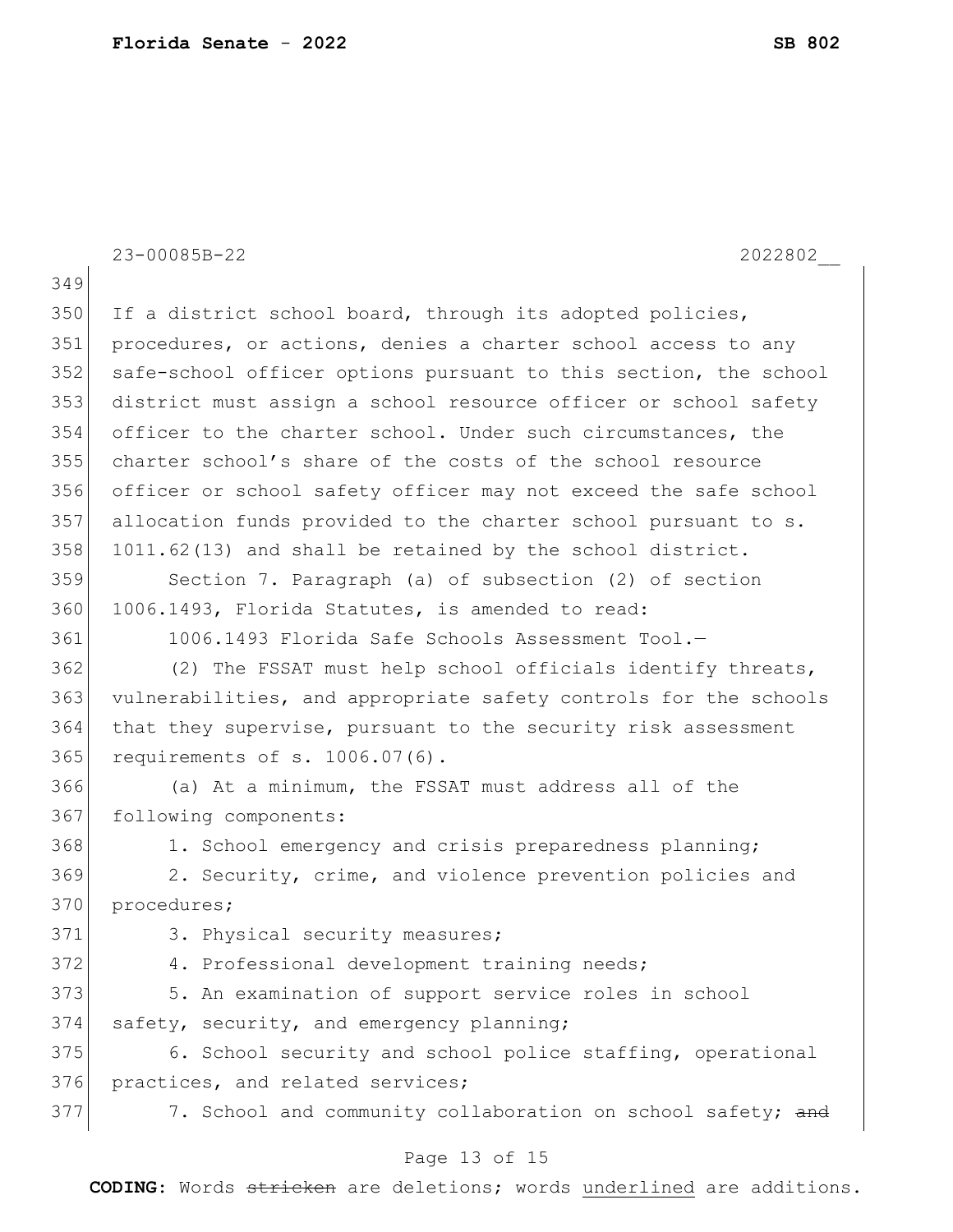If a district school board, through its adopted policies, procedures, or actions, denies a charter school access to any safe-school officer options pursuant to this section, the school district must assign a school resource officer or school safety officer to the charter school. Under such circumstances, the charter school's share of the costs of the school resource officer or school safety officer may not exceed the safe school allocation funds provided to the charter school pursuant to s. 1011.62(13) and shall be retained by the school district.

Section 7. Paragraph (a) of subsection (2) of section 1006.1493, Florida Statutes, is amended to read:

1006.1493 Florida Safe Schools Assessment Tool.—

(2) The FSSAT must help school officials identify threats, vulnerabilities, and appropriate safety controls for the schools that they supervise, pursuant to the security risk assessment requirements of s. 1006.07(6).

(a) At a minimum, the FSSAT must address all of the following components:

1. School emergency and crisis preparedness planning;
2. Security, crime, and violence prevention policies and procedures;
3. Physical security measures;
4. Professional development training needs;
5. An examination of support service roles in school safety, security, and emergency planning;
6. School security and school police staffing, operational practices, and related services;
7. School and community collaboration on school safety; ~~and~~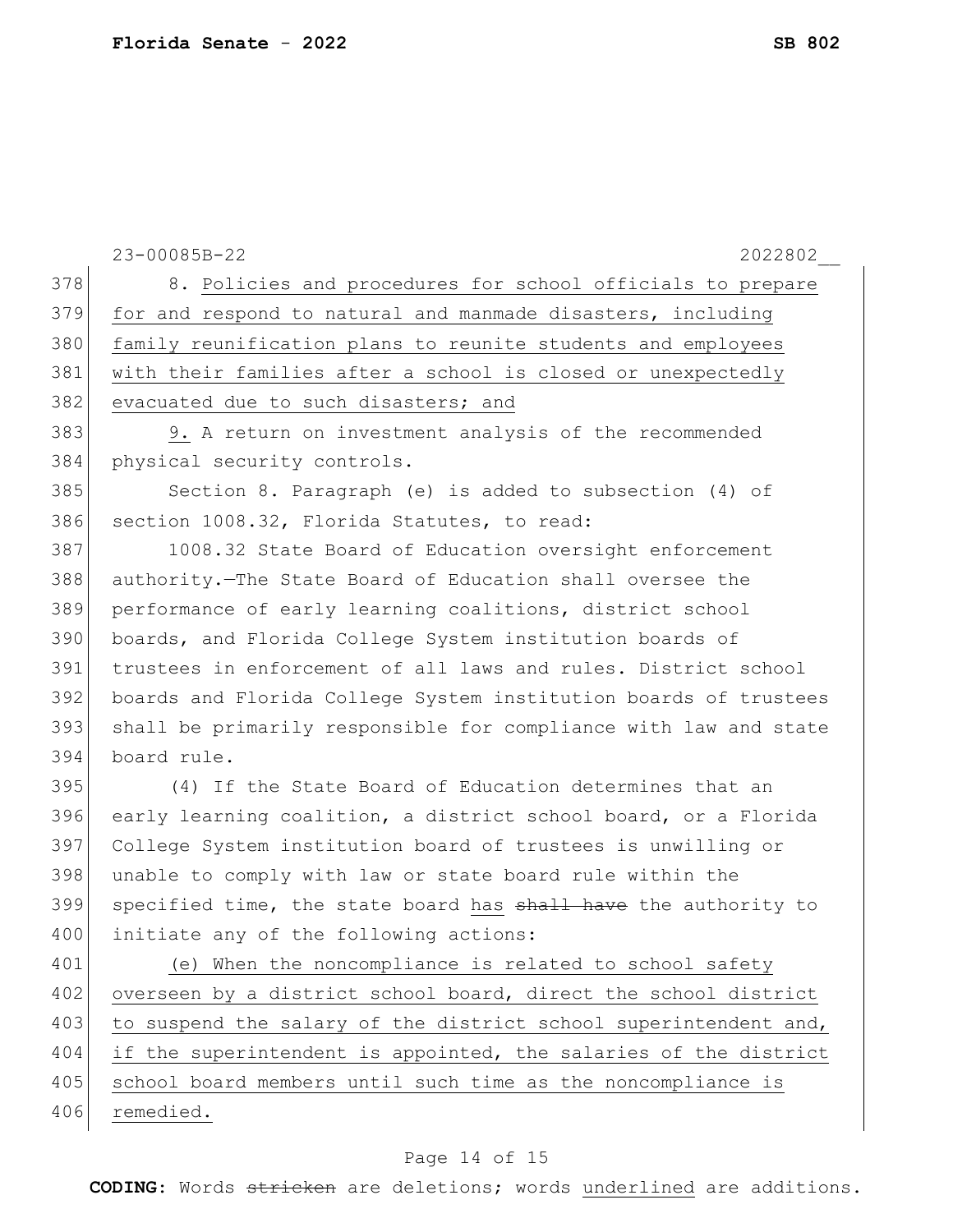8. Policies and procedures for school officials to prepare for and respond to natural and manmade disasters, including family reunification plans to reunite students and employees with their families after a school is closed or unexpectedly evacuated due to such disasters; and

9. A return on investment analysis of the recommended physical security controls.

Section 8. Paragraph (e) is added to subsection (4) of section 1008.32, Florida Statutes, to read:

1008.32 State Board of Education oversight enforcement authority.—The State Board of Education shall oversee the performance of early learning coalitions, district school boards, and Florida College System institution boards of trustees in enforcement of all laws and rules. District school boards and Florida College System institution boards of trustees shall be primarily responsible for compliance with law and state board rule.

(4) If the State Board of Education determines that an early learning coalition, a district school board, or a Florida College System institution board of trustees is unwilling or unable to comply with law or state board rule within the specified time, the state board has ~~shall have~~ the authority to initiate any of the following actions:

(e) When the noncompliance is related to school safety overseen by a district school board, direct the school district to suspend the salary of the district school superintendent and, if the superintendent is appointed, the salaries of the district school board members until such time as the noncompliance is remedied.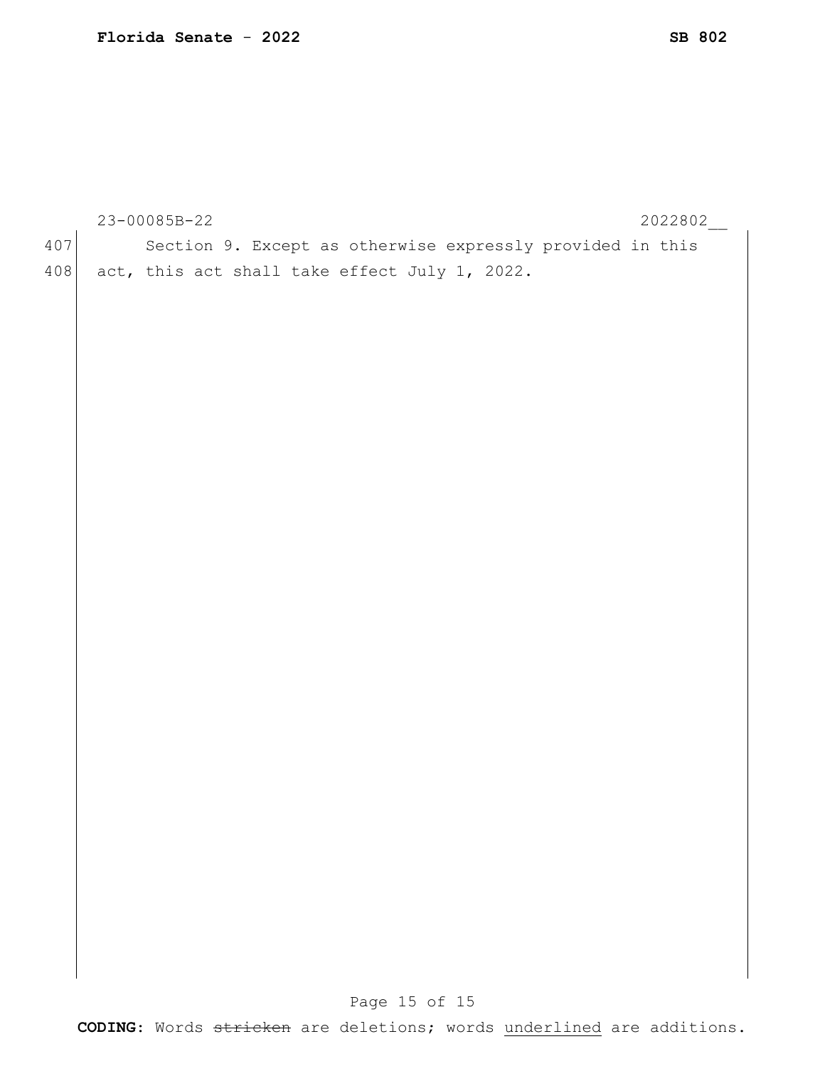Section 9. Except as otherwise expressly provided in this act, this act shall take effect July 1, 2022.